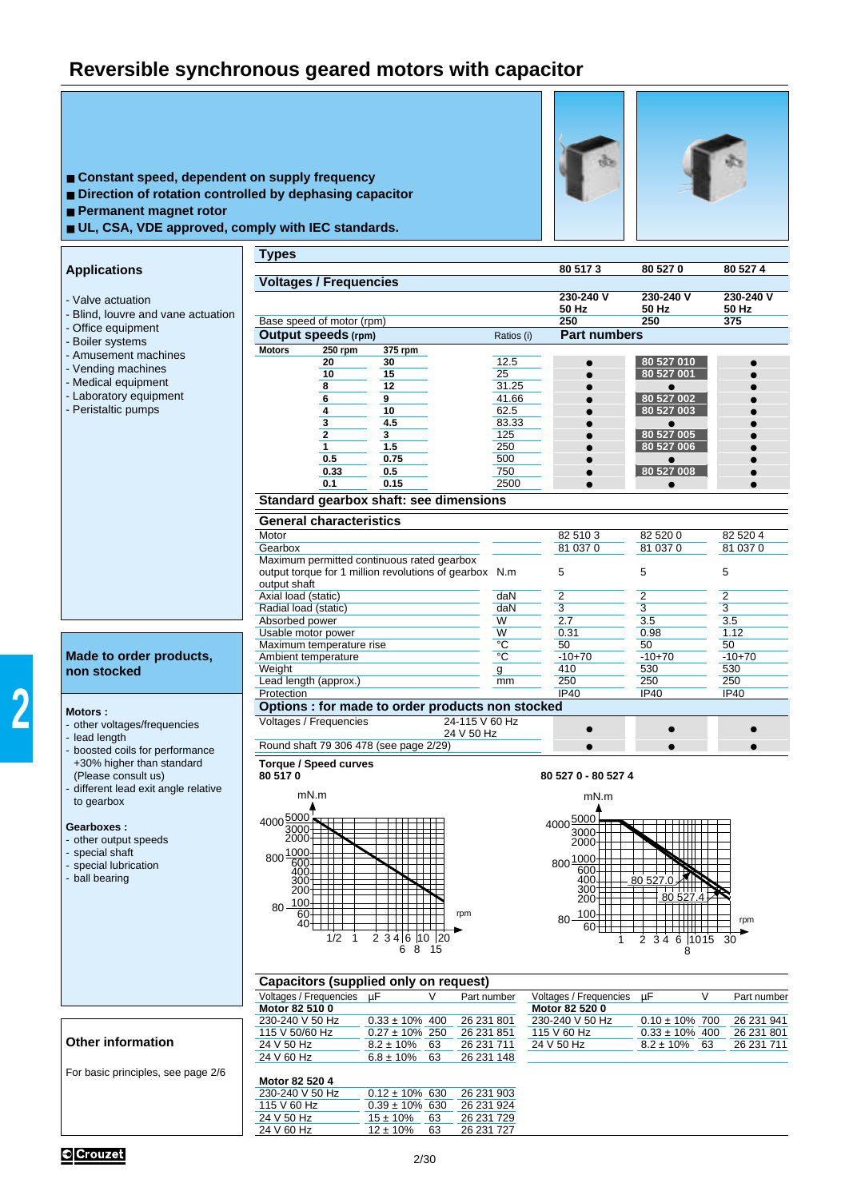# Reversible synchronous geared motors with capacitor

- Constant speed, dependent on supply frequency
- Direction of rotation controlled by dephasing capacitor
- Permanent magnet rotor
- UL, CSA, VDE approved, comply with IEC standards.

## Applications

- Valve actuation
- Blind, louvre and vane actuation
- Office equipment
- Boiler systems
- Amusement machines
- Vending machines
- Medical equipment
- Laboratory equipment
- Peristaltic pumps

## Types

| | | | 80 517 3 | 80 527 0 | 80 527 4 |
|---|---|---|---|---|---|
| **Voltages / Frequencies** | | | **230-240 V 50 Hz** | **230-240 V 50 Hz** | **230-240 V 50 Hz** |
| Base speed of motor (rpm) | | | **250** | **250** | **375** |
| **Output speeds (rpm)** | | Ratios (i) | **Part numbers** | | |
| **Motors 250 rpm** | **375 rpm** | | | | |
| 20 | 30 | 12.5 | ● | 80 527 010 | ● |
| 10 | 15 | 25 | ● | 80 527 001 | ● |
| 8 | 12 | 31.25 | ● | ● | ● |
| 6 | 9 | 41.66 | ● | 80 527 002 | ● |
| 4 | 10 | 62.5 | ● | 80 527 003 | ● |
| 3 | 4.5 | 83.33 | ● | ● | ● |
| 2 | 3 | 125 | ● | 80 527 005 | ● |
| 1 | 1.5 | 250 | ● | 80 527 006 | ● |
| 0.5 | 0.75 | 500 | ● | ● | ● |
| 0.33 | 0.5 | 750 | ● | 80 527 008 | ● |
| 0.1 | 0.15 | 2500 | ● | ● | ● |

**Standard gearbox shaft: see dimensions**

## General characteristics

| | | | | |
|---|---|---|---|---|
| Motor | | 82 510 3 | 82 520 0 | 82 520 4 |
| Gearbox | | 81 037 0 | 81 037 0 | 81 037 0 |
| Maximum permitted continuous rated gearbox output torque for 1 million revolutions of gearbox output shaft | N.m | 5 | 5 | 5 |
| Axial load (static) | daN | 2 | 2 | 2 |
| Radial load (static) | daN | 3 | 3 | 3 |
| Absorbed power | W | 2.7 | 3.5 | 3.5 |
| Usable motor power | W | 0.31 | 0.98 | 1.12 |
| Maximum temperature rise | °C | 50 | 50 | 50 |
| Ambient temperature | °C | -10+70 | -10+70 | -10+70 |
| Weight | g | 410 | 530 | 530 |
| Lead length (approx.) | mm | 250 | 250 | 250 |
| Protection | | IP40 | IP40 | IP40 |

## Options : for made to order products non stocked

| | | | | |
|---|---|---|---|---|
| Voltages / Frequencies | 24-115 V 60 Hz, 24 V 50 Hz | ● | ● | ● |
| Round shaft 79 306 478 (see page 2/29) | | ● | ● | ● |

## Made to order products, non stocked

**Motors :**
- other voltages/frequencies
- lead length
- boosted coils for performance +30% higher than standard (Please consult us)
- different lead exit angle relative to gearbox

**Gearboxes :**
- other output speeds
- special shaft
- special lubrication
- ball bearing

## Torque / Speed curves

**80 517 0**

mN.m – rpm (axis values: 40, 60, 80, 100, 200, 300, 400, 600, 800, 1000, 2000, 3000, 4000, 5000; rpm: 1/2, 1, 2, 3, 4, 6, 8, 10, 15, 20)

**80 527 0 - 80 527 4**

mN.m – rpm (axis values: 60, 80, 100, 200, 300, 400, 600, 800, 1000, 2000, 3000, 4000, 5000; rpm: 1, 2, 3, 4, 6, 8, 10, 15, 30; curves: 80 527.0, 80 527.4)

## Capacitors (supplied only on request)

| Voltages / Frequencies | µF | V | Part number |
|---|---|---|---|
| **Motor 82 510 0** | | | |
| 230-240 V 50 Hz | 0.33 ± 10% | 400 | 26 231 801 |
| 115 V 50/60 Hz | 0.27 ± 10% | 250 | 26 231 851 |
| 24 V 50 Hz | 8.2 ± 10% | 63 | 26 231 711 |
| 24 V 60 Hz | 6.8 ± 10% | 63 | 26 231 148 |
| **Motor 82 520 4** | | | |
| 230-240 V 50 Hz | 0.12 ± 10% | 630 | 26 231 903 |
| 115 V 60 Hz | 0.39 ± 10% | 630 | 26 231 924 |
| 24 V 50 Hz | 15 ± 10% | 63 | 26 231 729 |
| 24 V 60 Hz | 12 ± 10% | 63 | 26 231 727 |

| Voltages / Frequencies | µF | V | Part number |
|---|---|---|---|
| **Motor 82 520 0** | | | |
| 230-240 V 50 Hz | 0.10 ± 10% | 700 | 26 231 941 |
| 115 V 60 Hz | 0.33 ± 10% | 400 | 26 231 801 |
| 24 V 50 Hz | 8.2 ± 10% | 63 | 26 231 711 |

## Other information

For basic principles, see page 2/6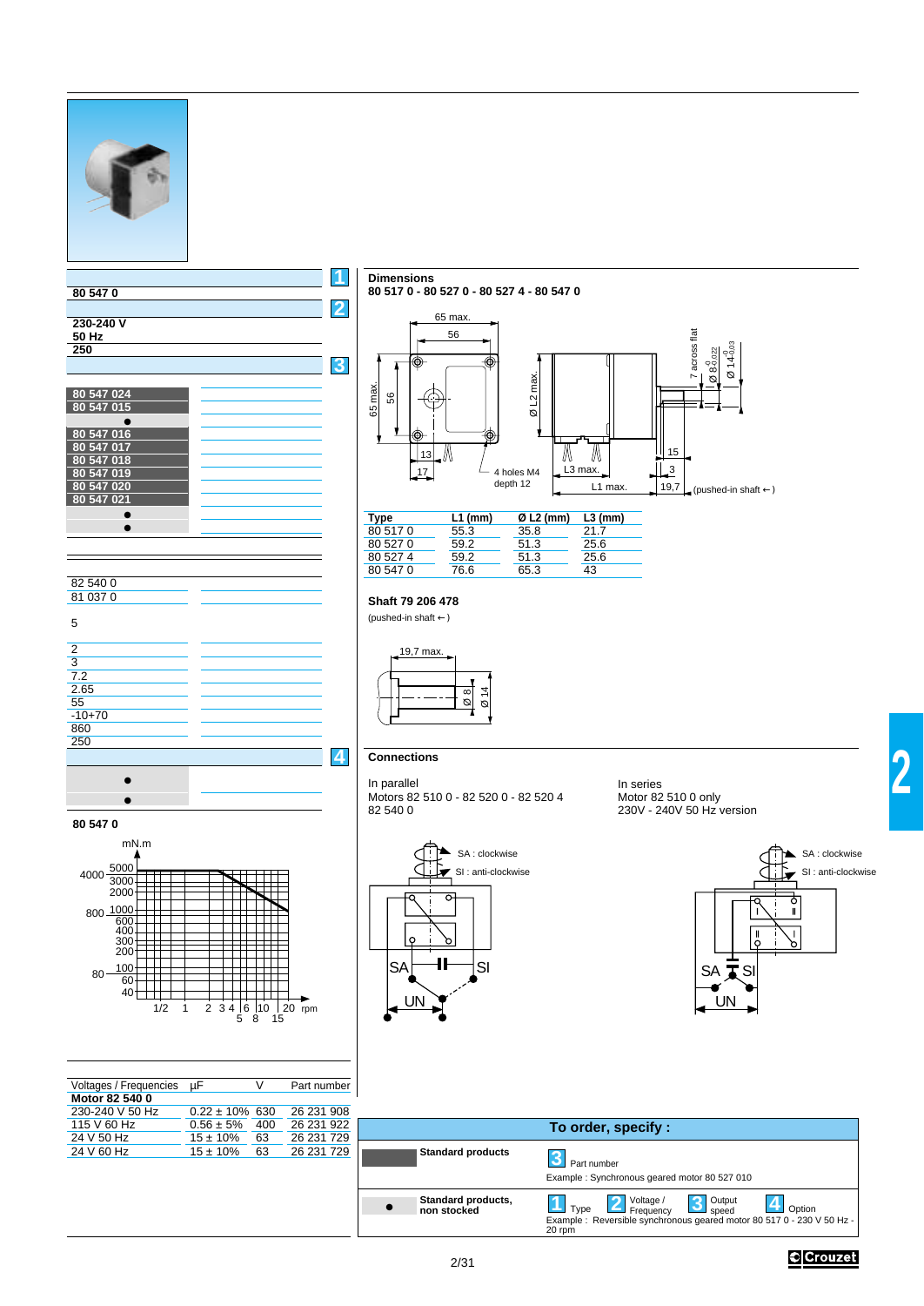| |
|---|
| 80 547 0 |

| |
|---|
| 230-240 V |
| 50 Hz |
| 250 |

| | |
|---|---|
| 80 547 024 | |
| 80 547 015 | |
| ● | |
| 80 547 016 | |
| 80 547 017 | |
| 80 547 018 | |
| 80 547 019 | |
| 80 547 020 | |
| 80 547 021 | |
| ● | |
| ● | |

| | |
|---|---|
| 82 540 0 | |
| 81 037 0 | |

5

| | |
|---|---|
| 2 | |
| 3 | |
| 7.2 | |
| 2.65 | |
| 55 | |
| -10+70 | |
| 860 | |
| 250 | |

| | |
|---|---|
| ● | |
| ● | |

**80 547 0**

mN.m
4000 5000 3000 2000
800 1000 600 400 300 200
80 100 60 40
1/2 1 2 3 4 5 6 8 10 15 20 rpm

| Voltages / Frequencies | µF | V | Part number |
|---|---|---|---|
| **Motor 82 540 0** | | | |
| 230-240 V 50 Hz | 0.22 ± 10% | 630 | 26 231 908 |
| 115 V 60 Hz | 0.56 ± 5% | 400 | 26 231 922 |
| 24 V 50 Hz | 15 ± 10% | 63 | 26 231 729 |
| 24 V 60 Hz | 15 ± 10% | 63 | 26 231 729 |

## Dimensions

**80 517 0 - 80 527 0 - 80 527 4 - 80 547 0**

65 max.
56
65 max.
56
13
17
4 holes M4 depth 12
Ø L2 max.
L3 max.
L1 max.
7 across flat
Ø 8 $_{-0.022}^{0}$
Ø 14 $_{-0.03}^{0}$
15
3
19,7
(pushed-in shaft ←)

| Type | L1 (mm) | Ø L2 (mm) | L3 (mm) |
|---|---|---|---|
| 80 517 0 | 55.3 | 35.8 | 21.7 |
| 80 527 0 | 59.2 | 51.3 | 25.6 |
| 80 527 4 | 59.2 | 51.3 | 25.6 |
| 80 547 0 | 76.6 | 65.3 | 43 |

### Shaft 79 206 478

(pushed-in shaft ←)

19,7 max.
Ø 8
Ø 14

## Connections

In parallel
Motors 82 510 0 - 82 520 0 - 82 520 4
82 540 0

SA : clockwise
SI : anti-clockwise
SA
SI
UN

In series
Motor 82 510 0 only
230V - 240V 50 Hz version

SA : clockwise
SI : anti-clockwise
SA
SI
UN

## To order, specify :

| | | |
|---|---|---|
| | **Standard products** | 3 Part number<br>Example : Synchronous geared motor 80 527 010 |
| ● | **Standard products, non stocked** | 1 Type 2 Voltage / Frequency 3 Output speed 4 Option<br>Example : Reversible synchronous geared motor 80 517 0 - 230 V 50 Hz - 20 rpm |